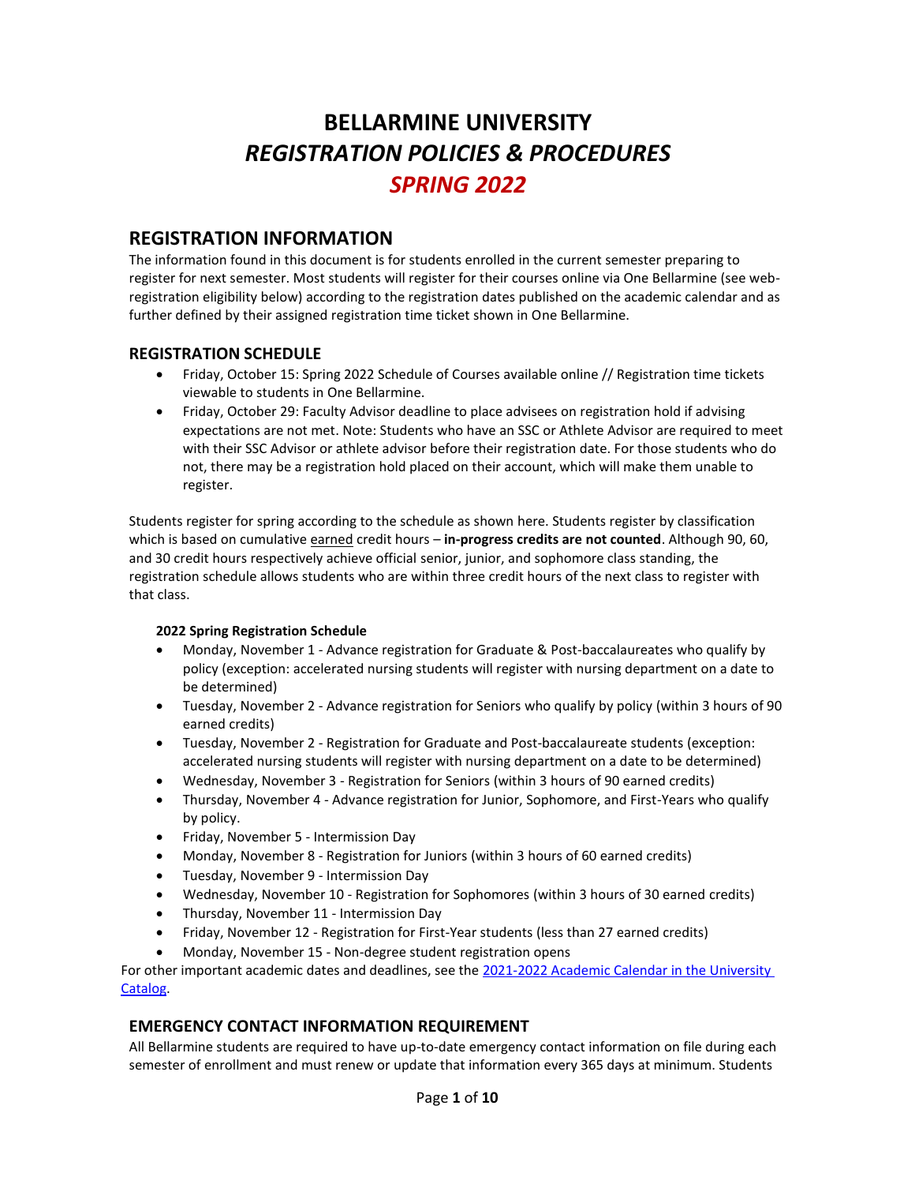# BELLARMINE UNIVERSITY
# *REGISTRATION POLICIES & PROCEDURES*
# *SPRING 2022*

## REGISTRATION INFORMATION

The information found in this document is for students enrolled in the current semester preparing to register for next semester. Most students will register for their courses online via One Bellarmine (see web-registration eligibility below) according to the registration dates published on the academic calendar and as further defined by their assigned registration time ticket shown in One Bellarmine.

### REGISTRATION SCHEDULE

- Friday, October 15: Spring 2022 Schedule of Courses available online // Registration time tickets viewable to students in One Bellarmine.
- Friday, October 29: Faculty Advisor deadline to place advisees on registration hold if advising expectations are not met. Note: Students who have an SSC or Athlete Advisor are required to meet with their SSC Advisor or athlete advisor before their registration date. For those students who do not, there may be a registration hold placed on their account, which will make them unable to register.

Students register for spring according to the schedule as shown here. Students register by classification which is based on cumulative earned credit hours – **in-progress credits are not counted**. Although 90, 60, and 30 credit hours respectively achieve official senior, junior, and sophomore class standing, the registration schedule allows students who are within three credit hours of the next class to register with that class.

**2022 Spring Registration Schedule**

- Monday, November 1 - Advance registration for Graduate & Post-baccalaureates who qualify by policy (exception: accelerated nursing students will register with nursing department on a date to be determined)
- Tuesday, November 2 - Advance registration for Seniors who qualify by policy (within 3 hours of 90 earned credits)
- Tuesday, November 2 - Registration for Graduate and Post-baccalaureate students (exception: accelerated nursing students will register with nursing department on a date to be determined)
- Wednesday, November 3 - Registration for Seniors (within 3 hours of 90 earned credits)
- Thursday, November 4 - Advance registration for Junior, Sophomore, and First-Years who qualify by policy.
- Friday, November 5 - Intermission Day
- Monday, November 8 - Registration for Juniors (within 3 hours of 60 earned credits)
- Tuesday, November 9 - Intermission Day
- Wednesday, November 10 - Registration for Sophomores (within 3 hours of 30 earned credits)
- Thursday, November 11 - Intermission Day
- Friday, November 12 - Registration for First-Year students (less than 27 earned credits)
- Monday, November 15 - Non-degree student registration opens

For other important academic dates and deadlines, see the [2021-2022 Academic Calendar in the University Catalog](#).

### EMERGENCY CONTACT INFORMATION REQUIREMENT

All Bellarmine students are required to have up-to-date emergency contact information on file during each semester of enrollment and must renew or update that information every 365 days at minimum. Students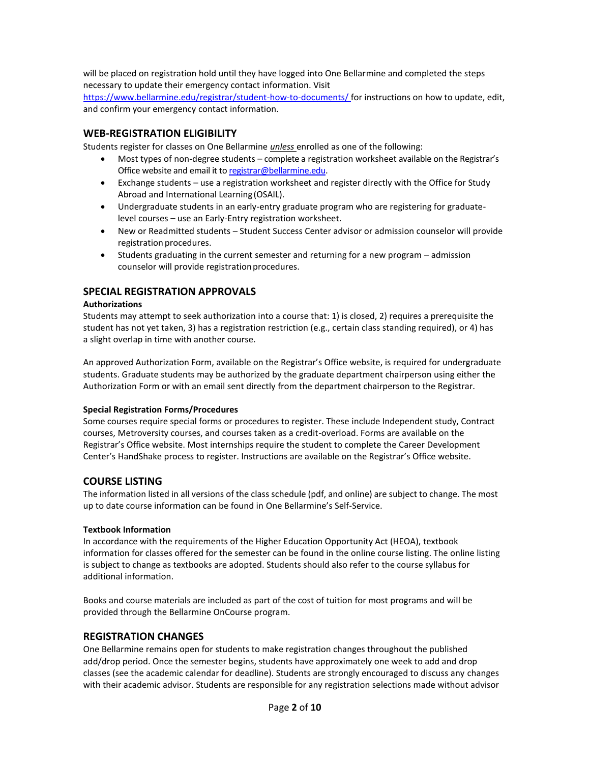will be placed on registration hold until they have logged into One Bellarmine and completed the steps necessary to update their emergency contact information. Visit https://www.bellarmine.edu/registrar/student-how-to-documents/ for instructions on how to update, edit, and confirm your emergency contact information.

## WEB-REGISTRATION ELIGIBILITY

Students register for classes on One Bellarmine ***unless*** enrolled as one of the following:

- Most types of non-degree students – complete a registration worksheet available on the Registrar's Office website and email it to registrar@bellarmine.edu.
- Exchange students – use a registration worksheet and register directly with the Office for Study Abroad and International Learning (OSAIL).
- Undergraduate students in an early-entry graduate program who are registering for graduate-level courses – use an Early-Entry registration worksheet.
- New or Readmitted students – Student Success Center advisor or admission counselor will provide registration procedures.
- Students graduating in the current semester and returning for a new program – admission counselor will provide registration procedures.

## SPECIAL REGISTRATION APPROVALS

### Authorizations

Students may attempt to seek authorization into a course that: 1) is closed, 2) requires a prerequisite the student has not yet taken, 3) has a registration restriction (e.g., certain class standing required), or 4) has a slight overlap in time with another course.

An approved Authorization Form, available on the Registrar's Office website, is required for undergraduate students. Graduate students may be authorized by the graduate department chairperson using either the Authorization Form or with an email sent directly from the department chairperson to the Registrar.

### Special Registration Forms/Procedures

Some courses require special forms or procedures to register. These include Independent study, Contract courses, Metroversity courses, and courses taken as a credit-overload. Forms are available on the Registrar's Office website. Most internships require the student to complete the Career Development Center's HandShake process to register. Instructions are available on the Registrar's Office website.

## COURSE LISTING

The information listed in all versions of the class schedule (pdf, and online) are subject to change. The most up to date course information can be found in One Bellarmine's Self-Service.

### Textbook Information

In accordance with the requirements of the Higher Education Opportunity Act (HEOA), textbook information for classes offered for the semester can be found in the online course listing. The online listing is subject to change as textbooks are adopted. Students should also refer to the course syllabus for additional information.

Books and course materials are included as part of the cost of tuition for most programs and will be provided through the Bellarmine OnCourse program.

## REGISTRATION CHANGES

One Bellarmine remains open for students to make registration changes throughout the published add/drop period. Once the semester begins, students have approximately one week to add and drop classes (see the academic calendar for deadline). Students are strongly encouraged to discuss any changes with their academic advisor. Students are responsible for any registration selections made without advisor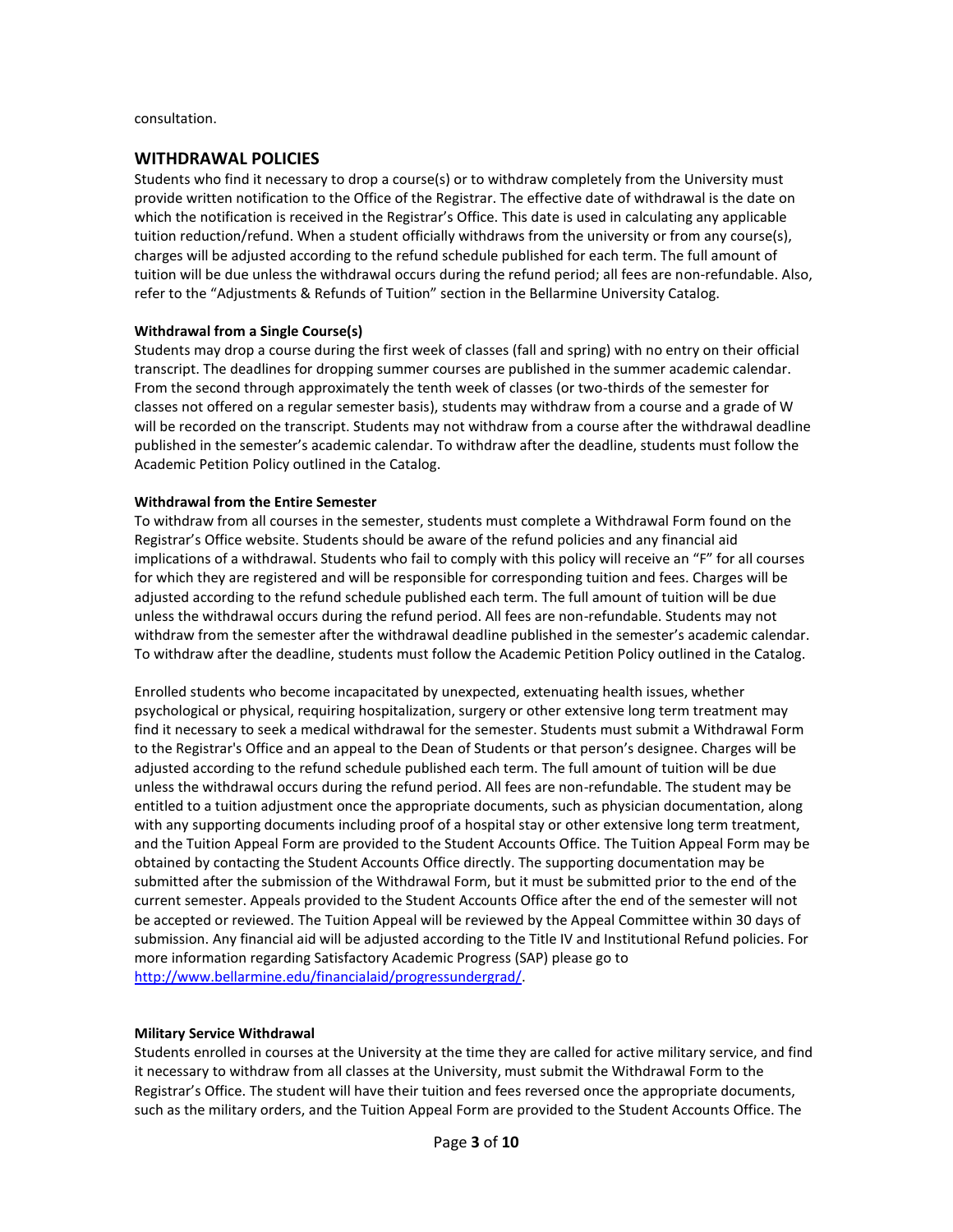consultation.

## WITHDRAWAL POLICIES

Students who find it necessary to drop a course(s) or to withdraw completely from the University must provide written notification to the Office of the Registrar. The effective date of withdrawal is the date on which the notification is received in the Registrar's Office. This date is used in calculating any applicable tuition reduction/refund. When a student officially withdraws from the university or from any course(s), charges will be adjusted according to the refund schedule published for each term. The full amount of tuition will be due unless the withdrawal occurs during the refund period; all fees are non-refundable. Also, refer to the "Adjustments & Refunds of Tuition" section in the Bellarmine University Catalog.

### Withdrawal from a Single Course(s)

Students may drop a course during the first week of classes (fall and spring) with no entry on their official transcript. The deadlines for dropping summer courses are published in the summer academic calendar. From the second through approximately the tenth week of classes (or two-thirds of the semester for classes not offered on a regular semester basis), students may withdraw from a course and a grade of W will be recorded on the transcript. Students may not withdraw from a course after the withdrawal deadline published in the semester's academic calendar. To withdraw after the deadline, students must follow the Academic Petition Policy outlined in the Catalog.

### Withdrawal from the Entire Semester

To withdraw from all courses in the semester, students must complete a Withdrawal Form found on the Registrar's Office website. Students should be aware of the refund policies and any financial aid implications of a withdrawal. Students who fail to comply with this policy will receive an "F" for all courses for which they are registered and will be responsible for corresponding tuition and fees. Charges will be adjusted according to the refund schedule published each term. The full amount of tuition will be due unless the withdrawal occurs during the refund period. All fees are non-refundable. Students may not withdraw from the semester after the withdrawal deadline published in the semester's academic calendar. To withdraw after the deadline, students must follow the Academic Petition Policy outlined in the Catalog.

Enrolled students who become incapacitated by unexpected, extenuating health issues, whether psychological or physical, requiring hospitalization, surgery or other extensive long term treatment may find it necessary to seek a medical withdrawal for the semester. Students must submit a Withdrawal Form to the Registrar's Office and an appeal to the Dean of Students or that person's designee. Charges will be adjusted according to the refund schedule published each term. The full amount of tuition will be due unless the withdrawal occurs during the refund period. All fees are non-refundable. The student may be entitled to a tuition adjustment once the appropriate documents, such as physician documentation, along with any supporting documents including proof of a hospital stay or other extensive long term treatment, and the Tuition Appeal Form are provided to the Student Accounts Office. The Tuition Appeal Form may be obtained by contacting the Student Accounts Office directly. The supporting documentation may be submitted after the submission of the Withdrawal Form, but it must be submitted prior to the end of the current semester. Appeals provided to the Student Accounts Office after the end of the semester will not be accepted or reviewed. The Tuition Appeal will be reviewed by the Appeal Committee within 30 days of submission. Any financial aid will be adjusted according to the Title IV and Institutional Refund policies. For more information regarding Satisfactory Academic Progress (SAP) please go to http://www.bellarmine.edu/financialaid/progressundergrad/.

### Military Service Withdrawal

Students enrolled in courses at the University at the time they are called for active military service, and find it necessary to withdraw from all classes at the University, must submit the Withdrawal Form to the Registrar's Office. The student will have their tuition and fees reversed once the appropriate documents, such as the military orders, and the Tuition Appeal Form are provided to the Student Accounts Office. The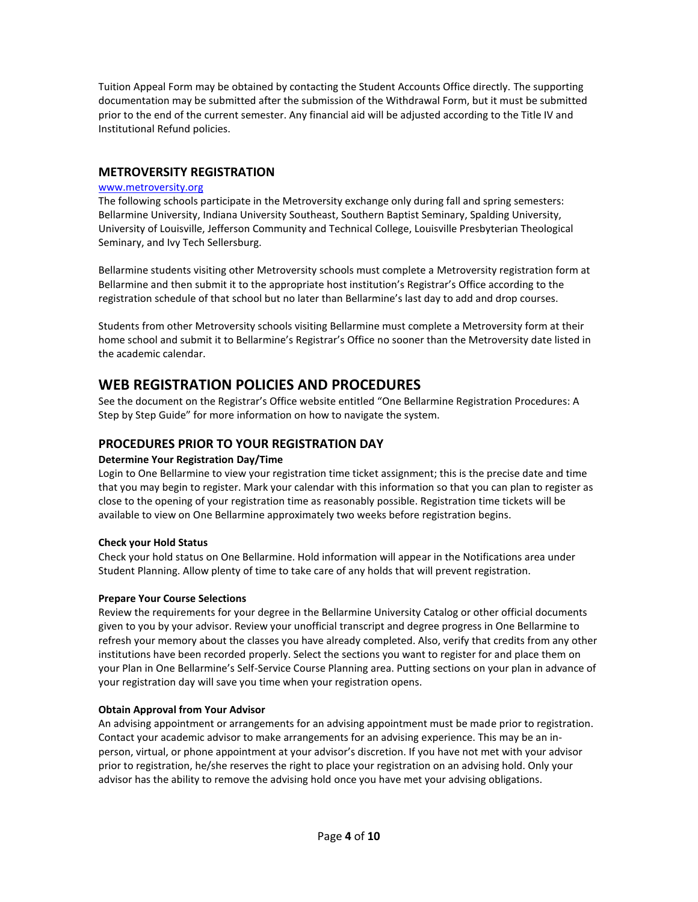Tuition Appeal Form may be obtained by contacting the Student Accounts Office directly. The supporting documentation may be submitted after the submission of the Withdrawal Form, but it must be submitted prior to the end of the current semester. Any financial aid will be adjusted according to the Title IV and Institutional Refund policies.

## METROVERSITY REGISTRATION

[www.metroversity.org](http://www.metroversity.org)

The following schools participate in the Metroversity exchange only during fall and spring semesters: Bellarmine University, Indiana University Southeast, Southern Baptist Seminary, Spalding University, University of Louisville, Jefferson Community and Technical College, Louisville Presbyterian Theological Seminary, and Ivy Tech Sellersburg.

Bellarmine students visiting other Metroversity schools must complete a Metroversity registration form at Bellarmine and then submit it to the appropriate host institution's Registrar's Office according to the registration schedule of that school but no later than Bellarmine's last day to add and drop courses.

Students from other Metroversity schools visiting Bellarmine must complete a Metroversity form at their home school and submit it to Bellarmine's Registrar's Office no sooner than the Metroversity date listed in the academic calendar.

# WEB REGISTRATION POLICIES AND PROCEDURES

See the document on the Registrar's Office website entitled "One Bellarmine Registration Procedures: A Step by Step Guide" for more information on how to navigate the system.

## PROCEDURES PRIOR TO YOUR REGISTRATION DAY

**Determine Your Registration Day/Time**

Login to One Bellarmine to view your registration time ticket assignment; this is the precise date and time that you may begin to register. Mark your calendar with this information so that you can plan to register as close to the opening of your registration time as reasonably possible. Registration time tickets will be available to view on One Bellarmine approximately two weeks before registration begins.

**Check your Hold Status**

Check your hold status on One Bellarmine. Hold information will appear in the Notifications area under Student Planning. Allow plenty of time to take care of any holds that will prevent registration.

**Prepare Your Course Selections**

Review the requirements for your degree in the Bellarmine University Catalog or other official documents given to you by your advisor. Review your unofficial transcript and degree progress in One Bellarmine to refresh your memory about the classes you have already completed. Also, verify that credits from any other institutions have been recorded properly. Select the sections you want to register for and place them on your Plan in One Bellarmine's Self-Service Course Planning area. Putting sections on your plan in advance of your registration day will save you time when your registration opens.

**Obtain Approval from Your Advisor**

An advising appointment or arrangements for an advising appointment must be made prior to registration. Contact your academic advisor to make arrangements for an advising experience. This may be an in-person, virtual, or phone appointment at your advisor's discretion. If you have not met with your advisor prior to registration, he/she reserves the right to place your registration on an advising hold. Only your advisor has the ability to remove the advising hold once you have met your advising obligations.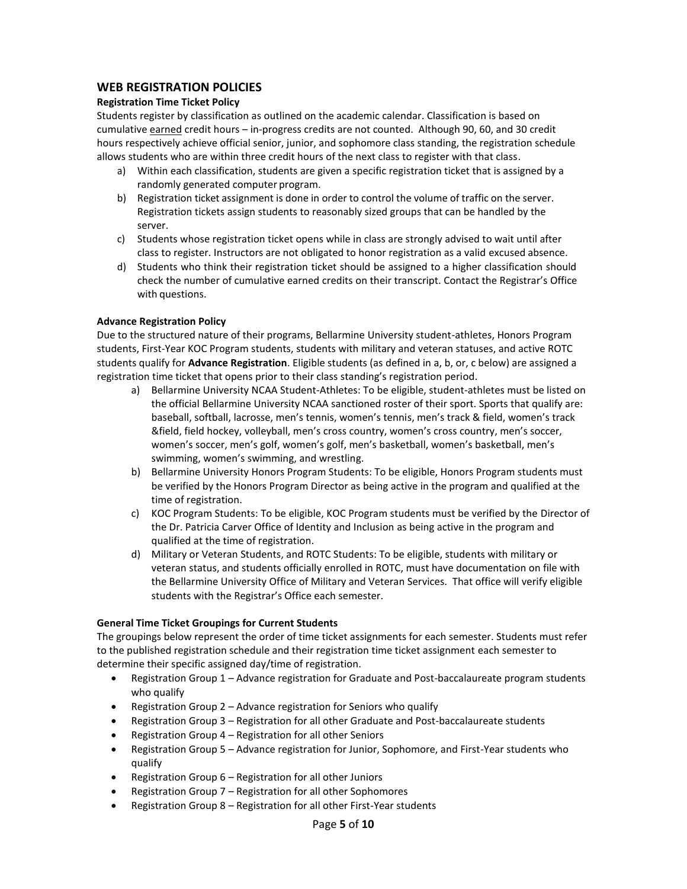## WEB REGISTRATION POLICIES

### Registration Time Ticket Policy

Students register by classification as outlined on the academic calendar. Classification is based on cumulative earned credit hours – in-progress credits are not counted. Although 90, 60, and 30 credit hours respectively achieve official senior, junior, and sophomore class standing, the registration schedule allows students who are within three credit hours of the next class to register with that class.

a) Within each classification, students are given a specific registration ticket that is assigned by a randomly generated computer program.
b) Registration ticket assignment is done in order to control the volume of traffic on the server. Registration tickets assign students to reasonably sized groups that can be handled by the server.
c) Students whose registration ticket opens while in class are strongly advised to wait until after class to register. Instructors are not obligated to honor registration as a valid excused absence.
d) Students who think their registration ticket should be assigned to a higher classification should check the number of cumulative earned credits on their transcript. Contact the Registrar's Office with questions.

### Advance Registration Policy

Due to the structured nature of their programs, Bellarmine University student-athletes, Honors Program students, First-Year KOC Program students, students with military and veteran statuses, and active ROTC students qualify for **Advance Registration**. Eligible students (as defined in a, b, or, c below) are assigned a registration time ticket that opens prior to their class standing's registration period.

a) Bellarmine University NCAA Student-Athletes: To be eligible, student-athletes must be listed on the official Bellarmine University NCAA sanctioned roster of their sport. Sports that qualify are: baseball, softball, lacrosse, men's tennis, women's tennis, men's track & field, women's track &field, field hockey, volleyball, men's cross country, women's cross country, men's soccer, women's soccer, men's golf, women's golf, men's basketball, women's basketball, men's swimming, women's swimming, and wrestling.
b) Bellarmine University Honors Program Students: To be eligible, Honors Program students must be verified by the Honors Program Director as being active in the program and qualified at the time of registration.
c) KOC Program Students: To be eligible, KOC Program students must be verified by the Director of the Dr. Patricia Carver Office of Identity and Inclusion as being active in the program and qualified at the time of registration.
d) Military or Veteran Students, and ROTC Students: To be eligible, students with military or veteran status, and students officially enrolled in ROTC, must have documentation on file with the Bellarmine University Office of Military and Veteran Services. That office will verify eligible students with the Registrar's Office each semester.

### General Time Ticket Groupings for Current Students

The groupings below represent the order of time ticket assignments for each semester. Students must refer to the published registration schedule and their registration time ticket assignment each semester to determine their specific assigned day/time of registration.

- Registration Group 1 – Advance registration for Graduate and Post-baccalaureate program students who qualify
- Registration Group 2 – Advance registration for Seniors who qualify
- Registration Group 3 – Registration for all other Graduate and Post-baccalaureate students
- Registration Group 4 – Registration for all other Seniors
- Registration Group 5 – Advance registration for Junior, Sophomore, and First-Year students who qualify
- Registration Group 6 – Registration for all other Juniors
- Registration Group 7 – Registration for all other Sophomores
- Registration Group 8 – Registration for all other First-Year students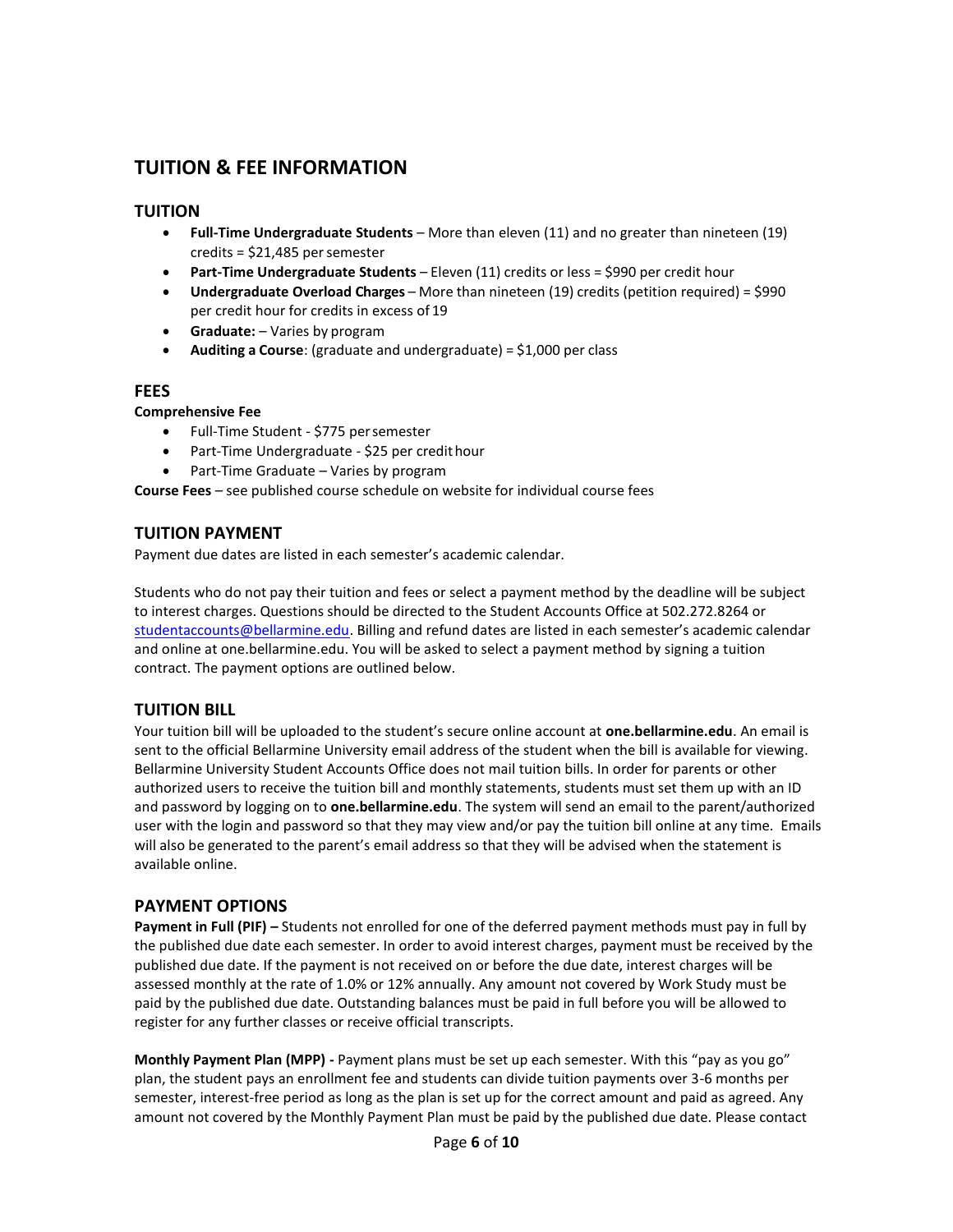# TUITION & FEE INFORMATION

## TUITION

- **Full-Time Undergraduate Students** – More than eleven (11) and no greater than nineteen (19) credits = $21,485 per semester
- **Part-Time Undergraduate Students** – Eleven (11) credits or less = $990 per credit hour
- **Undergraduate Overload Charges** – More than nineteen (19) credits (petition required) = $990 per credit hour for credits in excess of 19
- **Graduate:** – Varies by program
- **Auditing a Course**: (graduate and undergraduate) = $1,000 per class

## FEES

**Comprehensive Fee**

- Full-Time Student - $775 per semester
- Part-Time Undergraduate - $25 per credit hour
- Part-Time Graduate – Varies by program

**Course Fees** – see published course schedule on website for individual course fees

## TUITION PAYMENT

Payment due dates are listed in each semester's academic calendar.

Students who do not pay their tuition and fees or select a payment method by the deadline will be subject to interest charges. Questions should be directed to the Student Accounts Office at 502.272.8264 or studentaccounts@bellarmine.edu. Billing and refund dates are listed in each semester's academic calendar and online at one.bellarmine.edu. You will be asked to select a payment method by signing a tuition contract. The payment options are outlined below.

## TUITION BILL

Your tuition bill will be uploaded to the student's secure online account at **one.bellarmine.edu**. An email is sent to the official Bellarmine University email address of the student when the bill is available for viewing. Bellarmine University Student Accounts Office does not mail tuition bills. In order for parents or other authorized users to receive the tuition bill and monthly statements, students must set them up with an ID and password by logging on to **one.bellarmine.edu**. The system will send an email to the parent/authorized user with the login and password so that they may view and/or pay the tuition bill online at any time. Emails will also be generated to the parent's email address so that they will be advised when the statement is available online.

## PAYMENT OPTIONS

**Payment in Full (PIF) –** Students not enrolled for one of the deferred payment methods must pay in full by the published due date each semester. In order to avoid interest charges, payment must be received by the published due date. If the payment is not received on or before the due date, interest charges will be assessed monthly at the rate of 1.0% or 12% annually. Any amount not covered by Work Study must be paid by the published due date. Outstanding balances must be paid in full before you will be allowed to register for any further classes or receive official transcripts.

**Monthly Payment Plan (MPP) -** Payment plans must be set up each semester. With this "pay as you go" plan, the student pays an enrollment fee and students can divide tuition payments over 3-6 months per semester, interest-free period as long as the plan is set up for the correct amount and paid as agreed. Any amount not covered by the Monthly Payment Plan must be paid by the published due date. Please contact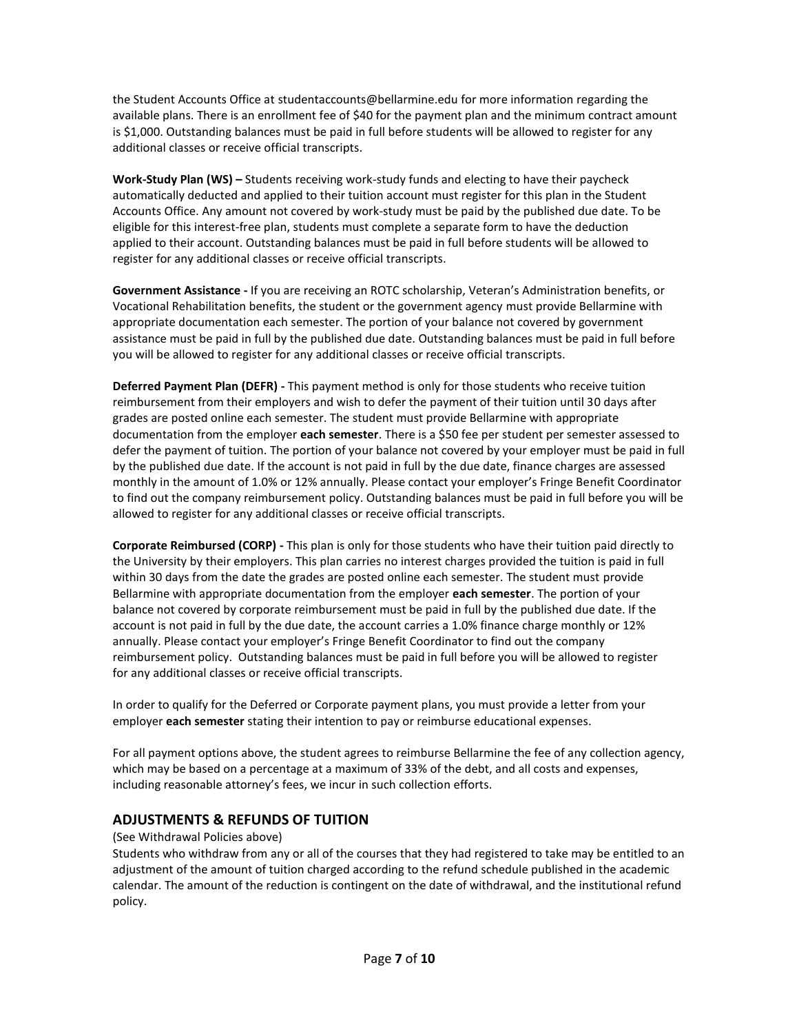the Student Accounts Office at studentaccounts@bellarmine.edu for more information regarding the available plans. There is an enrollment fee of $40 for the payment plan and the minimum contract amount is $1,000. Outstanding balances must be paid in full before students will be allowed to register for any additional classes or receive official transcripts.

**Work-Study Plan (WS) –** Students receiving work-study funds and electing to have their paycheck automatically deducted and applied to their tuition account must register for this plan in the Student Accounts Office. Any amount not covered by work-study must be paid by the published due date. To be eligible for this interest-free plan, students must complete a separate form to have the deduction applied to their account. Outstanding balances must be paid in full before students will be allowed to register for any additional classes or receive official transcripts.

**Government Assistance -** If you are receiving an ROTC scholarship, Veteran's Administration benefits, or Vocational Rehabilitation benefits, the student or the government agency must provide Bellarmine with appropriate documentation each semester. The portion of your balance not covered by government assistance must be paid in full by the published due date. Outstanding balances must be paid in full before you will be allowed to register for any additional classes or receive official transcripts.

**Deferred Payment Plan (DEFR) -** This payment method is only for those students who receive tuition reimbursement from their employers and wish to defer the payment of their tuition until 30 days after grades are posted online each semester. The student must provide Bellarmine with appropriate documentation from the employer **each semester**. There is a $50 fee per student per semester assessed to defer the payment of tuition. The portion of your balance not covered by your employer must be paid in full by the published due date. If the account is not paid in full by the due date, finance charges are assessed monthly in the amount of 1.0% or 12% annually. Please contact your employer's Fringe Benefit Coordinator to find out the company reimbursement policy. Outstanding balances must be paid in full before you will be allowed to register for any additional classes or receive official transcripts.

**Corporate Reimbursed (CORP) -** This plan is only for those students who have their tuition paid directly to the University by their employers. This plan carries no interest charges provided the tuition is paid in full within 30 days from the date the grades are posted online each semester. The student must provide Bellarmine with appropriate documentation from the employer **each semester**. The portion of your balance not covered by corporate reimbursement must be paid in full by the published due date. If the account is not paid in full by the due date, the account carries a 1.0% finance charge monthly or 12% annually. Please contact your employer's Fringe Benefit Coordinator to find out the company reimbursement policy. Outstanding balances must be paid in full before you will be allowed to register for any additional classes or receive official transcripts.

In order to qualify for the Deferred or Corporate payment plans, you must provide a letter from your employer **each semester** stating their intention to pay or reimburse educational expenses.

For all payment options above, the student agrees to reimburse Bellarmine the fee of any collection agency, which may be based on a percentage at a maximum of 33% of the debt, and all costs and expenses, including reasonable attorney's fees, we incur in such collection efforts.

## ADJUSTMENTS & REFUNDS OF TUITION

(See Withdrawal Policies above)

Students who withdraw from any or all of the courses that they had registered to take may be entitled to an adjustment of the amount of tuition charged according to the refund schedule published in the academic calendar. The amount of the reduction is contingent on the date of withdrawal, and the institutional refund policy.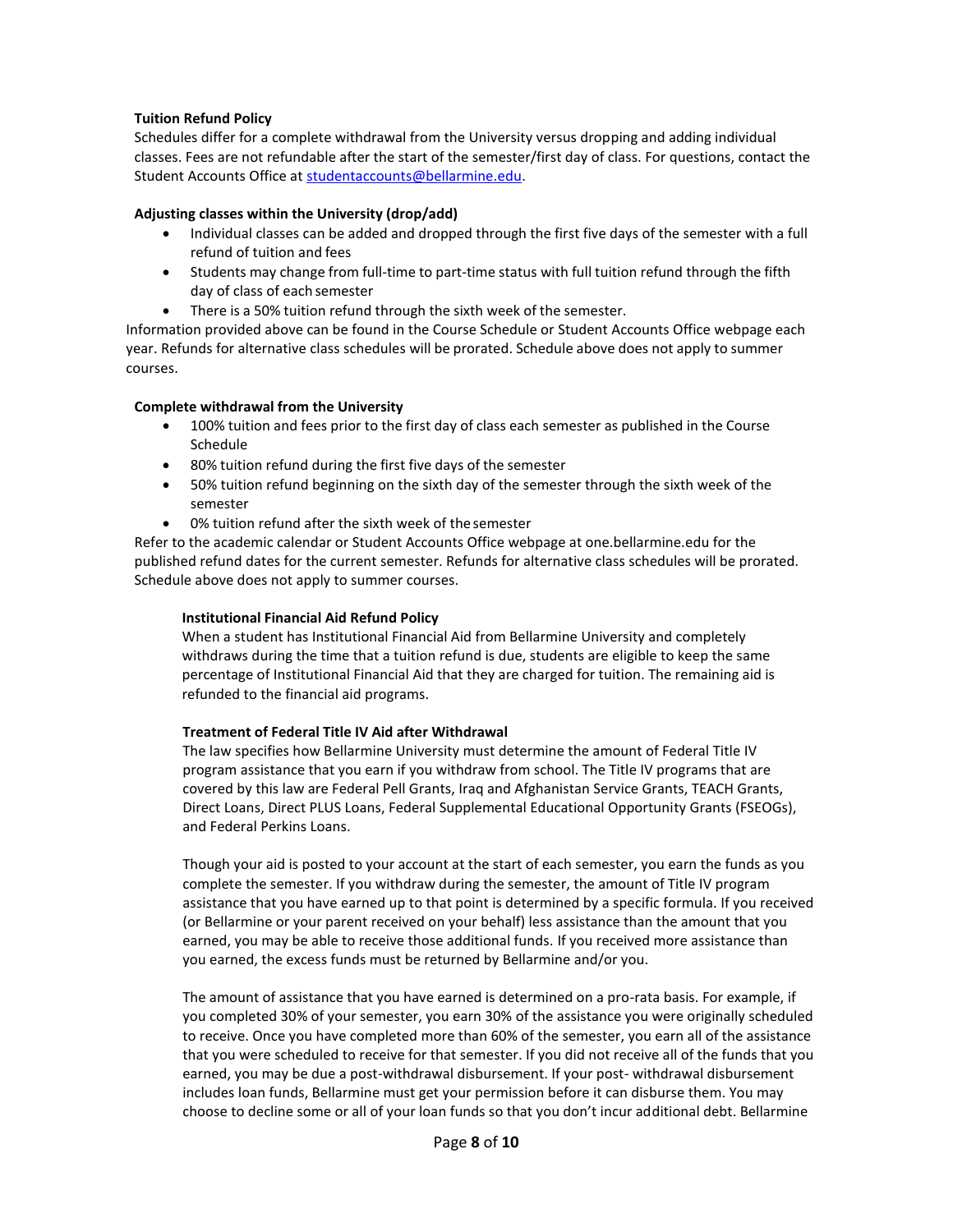**Tuition Refund Policy**

Schedules differ for a complete withdrawal from the University versus dropping and adding individual classes. Fees are not refundable after the start of the semester/first day of class. For questions, contact the Student Accounts Office at studentaccounts@bellarmine.edu.

**Adjusting classes within the University (drop/add)**

- Individual classes can be added and dropped through the first five days of the semester with a full refund of tuition and fees
- Students may change from full-time to part-time status with full tuition refund through the fifth day of class of each semester
- There is a 50% tuition refund through the sixth week of the semester.

Information provided above can be found in the Course Schedule or Student Accounts Office webpage each year. Refunds for alternative class schedules will be prorated. Schedule above does not apply to summer courses.

**Complete withdrawal from the University**

- 100% tuition and fees prior to the first day of class each semester as published in the Course Schedule
- 80% tuition refund during the first five days of the semester
- 50% tuition refund beginning on the sixth day of the semester through the sixth week of the semester
- 0% tuition refund after the sixth week of the semester

Refer to the academic calendar or Student Accounts Office webpage at one.bellarmine.edu for the published refund dates for the current semester. Refunds for alternative class schedules will be prorated. Schedule above does not apply to summer courses.

**Institutional Financial Aid Refund Policy**

When a student has Institutional Financial Aid from Bellarmine University and completely withdraws during the time that a tuition refund is due, students are eligible to keep the same percentage of Institutional Financial Aid that they are charged for tuition. The remaining aid is refunded to the financial aid programs.

**Treatment of Federal Title IV Aid after Withdrawal**

The law specifies how Bellarmine University must determine the amount of Federal Title IV program assistance that you earn if you withdraw from school. The Title IV programs that are covered by this law are Federal Pell Grants, Iraq and Afghanistan Service Grants, TEACH Grants, Direct Loans, Direct PLUS Loans, Federal Supplemental Educational Opportunity Grants (FSEOGs), and Federal Perkins Loans.

Though your aid is posted to your account at the start of each semester, you earn the funds as you complete the semester. If you withdraw during the semester, the amount of Title IV program assistance that you have earned up to that point is determined by a specific formula. If you received (or Bellarmine or your parent received on your behalf) less assistance than the amount that you earned, you may be able to receive those additional funds. If you received more assistance than you earned, the excess funds must be returned by Bellarmine and/or you.

The amount of assistance that you have earned is determined on a pro-rata basis. For example, if you completed 30% of your semester, you earn 30% of the assistance you were originally scheduled to receive. Once you have completed more than 60% of the semester, you earn all of the assistance that you were scheduled to receive for that semester. If you did not receive all of the funds that you earned, you may be due a post-withdrawal disbursement. If your post- withdrawal disbursement includes loan funds, Bellarmine must get your permission before it can disburse them. You may choose to decline some or all of your loan funds so that you don't incur additional debt. Bellarmine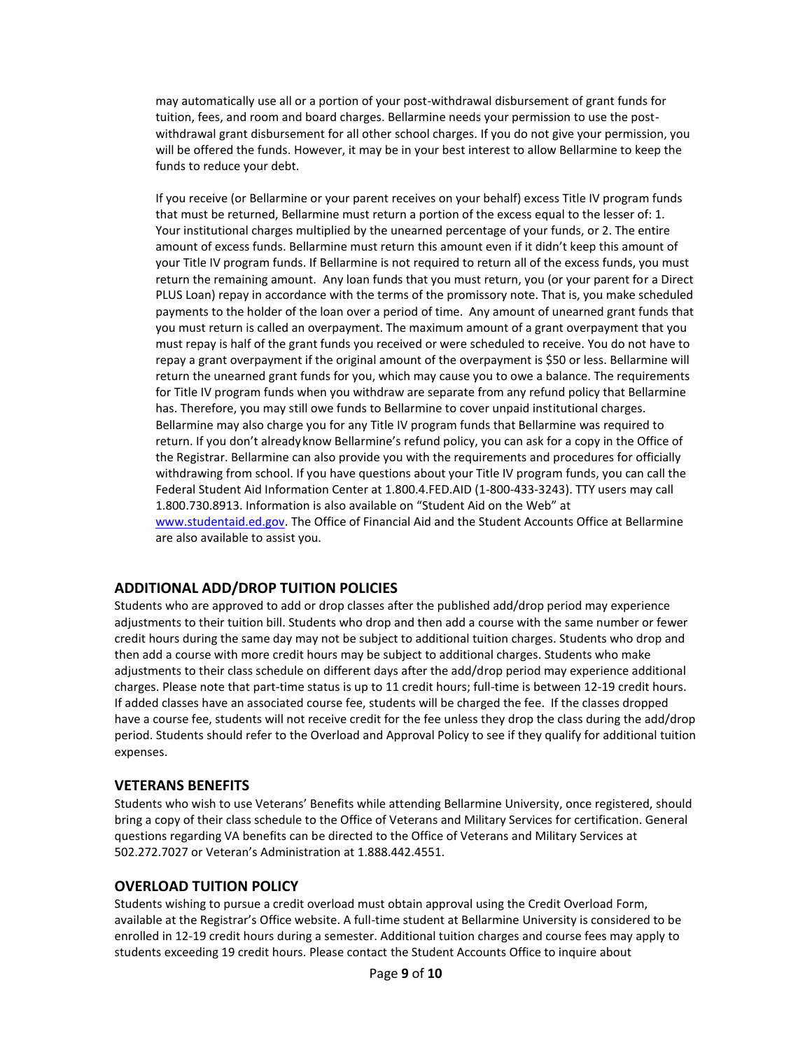may automatically use all or a portion of your post-withdrawal disbursement of grant funds for tuition, fees, and room and board charges. Bellarmine needs your permission to use the post-withdrawal grant disbursement for all other school charges. If you do not give your permission, you will be offered the funds. However, it may be in your best interest to allow Bellarmine to keep the funds to reduce your debt.

If you receive (or Bellarmine or your parent receives on your behalf) excess Title IV program funds that must be returned, Bellarmine must return a portion of the excess equal to the lesser of: 1. Your institutional charges multiplied by the unearned percentage of your funds, or 2. The entire amount of excess funds. Bellarmine must return this amount even if it didn't keep this amount of your Title IV program funds. If Bellarmine is not required to return all of the excess funds, you must return the remaining amount. Any loan funds that you must return, you (or your parent for a Direct PLUS Loan) repay in accordance with the terms of the promissory note. That is, you make scheduled payments to the holder of the loan over a period of time. Any amount of unearned grant funds that you must return is called an overpayment. The maximum amount of a grant overpayment that you must repay is half of the grant funds you received or were scheduled to receive. You do not have to repay a grant overpayment if the original amount of the overpayment is $50 or less. Bellarmine will return the unearned grant funds for you, which may cause you to owe a balance. The requirements for Title IV program funds when you withdraw are separate from any refund policy that Bellarmine has. Therefore, you may still owe funds to Bellarmine to cover unpaid institutional charges. Bellarmine may also charge you for any Title IV program funds that Bellarmine was required to return. If you don't already know Bellarmine's refund policy, you can ask for a copy in the Office of the Registrar. Bellarmine can also provide you with the requirements and procedures for officially withdrawing from school. If you have questions about your Title IV program funds, you can call the Federal Student Aid Information Center at 1.800.4.FED.AID (1-800-433-3243). TTY users may call 1.800.730.8913. Information is also available on "Student Aid on the Web" at www.studentaid.ed.gov. The Office of Financial Aid and the Student Accounts Office at Bellarmine are also available to assist you.

## ADDITIONAL ADD/DROP TUITION POLICIES

Students who are approved to add or drop classes after the published add/drop period may experience adjustments to their tuition bill. Students who drop and then add a course with the same number or fewer credit hours during the same day may not be subject to additional tuition charges. Students who drop and then add a course with more credit hours may be subject to additional charges. Students who make adjustments to their class schedule on different days after the add/drop period may experience additional charges. Please note that part-time status is up to 11 credit hours; full-time is between 12-19 credit hours. If added classes have an associated course fee, students will be charged the fee. If the classes dropped have a course fee, students will not receive credit for the fee unless they drop the class during the add/drop period. Students should refer to the Overload and Approval Policy to see if they qualify for additional tuition expenses.

## VETERANS BENEFITS

Students who wish to use Veterans' Benefits while attending Bellarmine University, once registered, should bring a copy of their class schedule to the Office of Veterans and Military Services for certification. General questions regarding VA benefits can be directed to the Office of Veterans and Military Services at 502.272.7027 or Veteran's Administration at 1.888.442.4551.

## OVERLOAD TUITION POLICY

Students wishing to pursue a credit overload must obtain approval using the Credit Overload Form, available at the Registrar's Office website. A full-time student at Bellarmine University is considered to be enrolled in 12-19 credit hours during a semester. Additional tuition charges and course fees may apply to students exceeding 19 credit hours. Please contact the Student Accounts Office to inquire about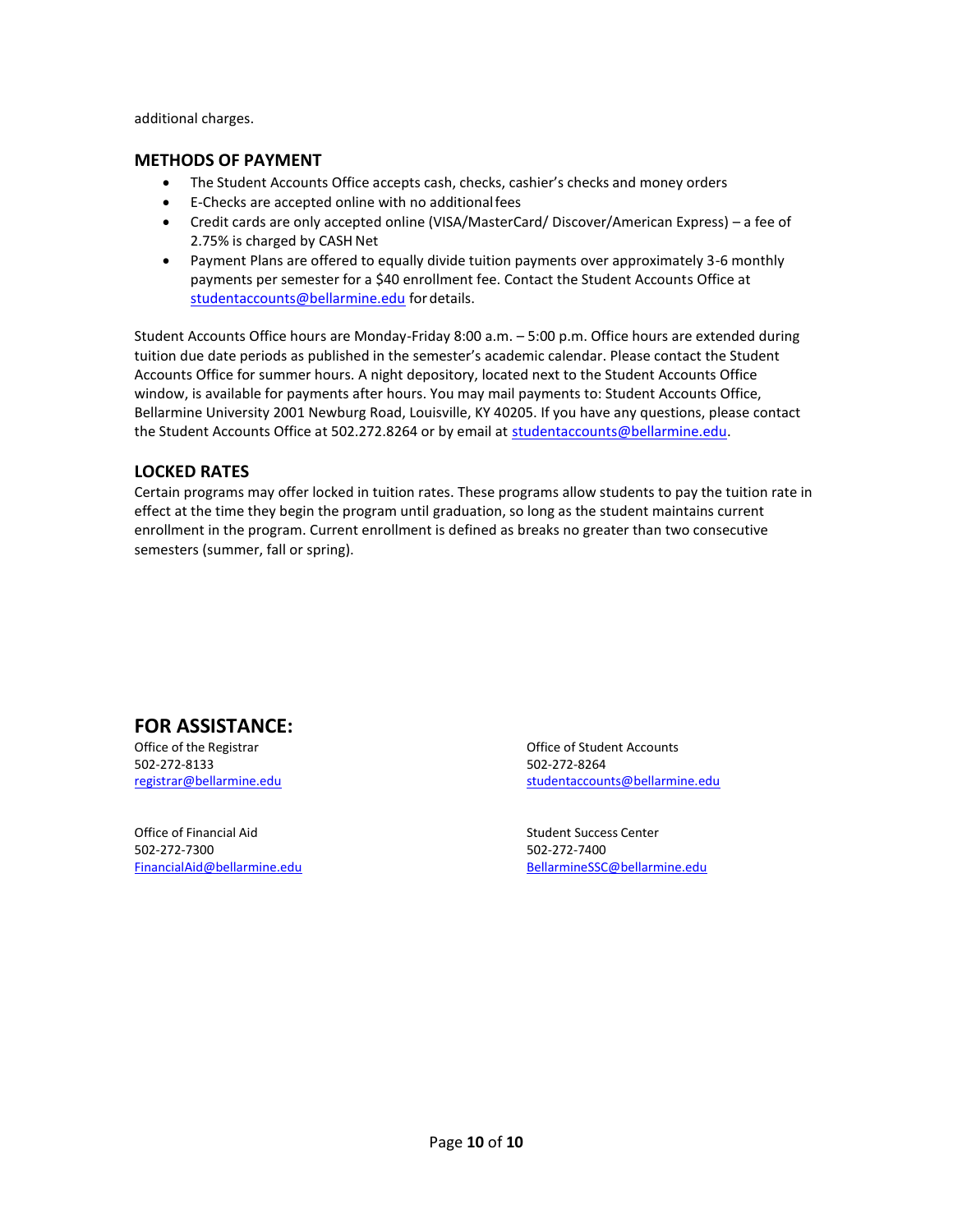additional charges.

## METHODS OF PAYMENT

- The Student Accounts Office accepts cash, checks, cashier's checks and money orders
- E-Checks are accepted online with no additional fees
- Credit cards are only accepted online (VISA/MasterCard/ Discover/American Express) – a fee of 2.75% is charged by CASH Net
- Payment Plans are offered to equally divide tuition payments over approximately 3-6 monthly payments per semester for a $40 enrollment fee. Contact the Student Accounts Office at studentaccounts@bellarmine.edu for details.

Student Accounts Office hours are Monday-Friday 8:00 a.m. – 5:00 p.m. Office hours are extended during tuition due date periods as published in the semester's academic calendar. Please contact the Student Accounts Office for summer hours. A night depository, located next to the Student Accounts Office window, is available for payments after hours. You may mail payments to: Student Accounts Office, Bellarmine University 2001 Newburg Road, Louisville, KY 40205. If you have any questions, please contact the Student Accounts Office at 502.272.8264 or by email at studentaccounts@bellarmine.edu.

## LOCKED RATES

Certain programs may offer locked in tuition rates. These programs allow students to pay the tuition rate in effect at the time they begin the program until graduation, so long as the student maintains current enrollment in the program. Current enrollment is defined as breaks no greater than two consecutive semesters (summer, fall or spring).

# FOR ASSISTANCE:

Office of the Registrar
502-272-8133
registrar@bellarmine.edu

Office of Student Accounts
502-272-8264
studentaccounts@bellarmine.edu

Office of Financial Aid
502-272-7300
FinancialAid@bellarmine.edu

Student Success Center
502-272-7400
BellarmineSSC@bellarmine.edu